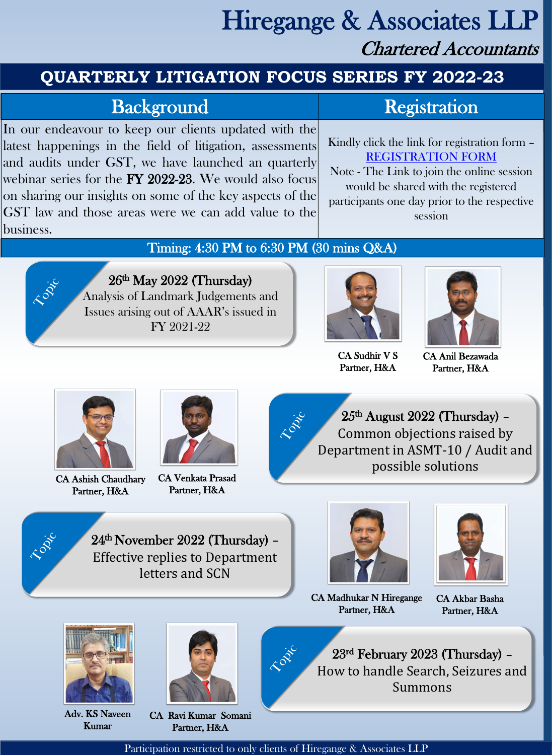# Hiregange & Associates LLP

*Chartered Accountants*

## QUARTERLY LITIGATION FOCUS SERIES FY 2022-23

| Background | Registration |
| --- | --- |
| In our endeavour to keep our clients updated with the latest happenings in the field of litigation, assessments and audits under GST, we have launched a quarterly webinar series for the **FY 2022-23**. We would also focus on sharing our insights on some of the key aspects of the GST law and those areas were we can add value to the business. | Kindly click the link for registration form – REGISTRATION FORM<br>Note - The Link to join the online session would be shared with the registered participants one day prior to the respective session |

**Timing: 4:30 PM to 6:30 PM (30 mins Q&A)**

### Topic

**26th May 2022 (Thursday)**

Analysis of Landmark Judgements and Issues arising out of AAAR's issued in FY 2021-22

CA Sudhir V S, Partner, H&A

CA Anil Bezawada, Partner, H&A

### Topic

**25th August 2022 (Thursday)** – Common objections raised by Department in ASMT-10 / Audit and possible solutions

CA Ashish Chaudhary, Partner, H&A

CA Venkata Prasad, Partner, H&A

### Topic

**24th November 2022 (Thursday)** – Effective replies to Department letters and SCN

CA Madhukar N Hiregange, Partner, H&A

CA Akbar Basha, Partner, H&A

### Topic

**23rd February 2023 (Thursday)** – How to handle Search, Seizures and Summons

Adv. KS Naveen Kumar

CA Ravi Kumar Somani, Partner, H&A

Participation restricted to only clients of Hiregange & Associates LLP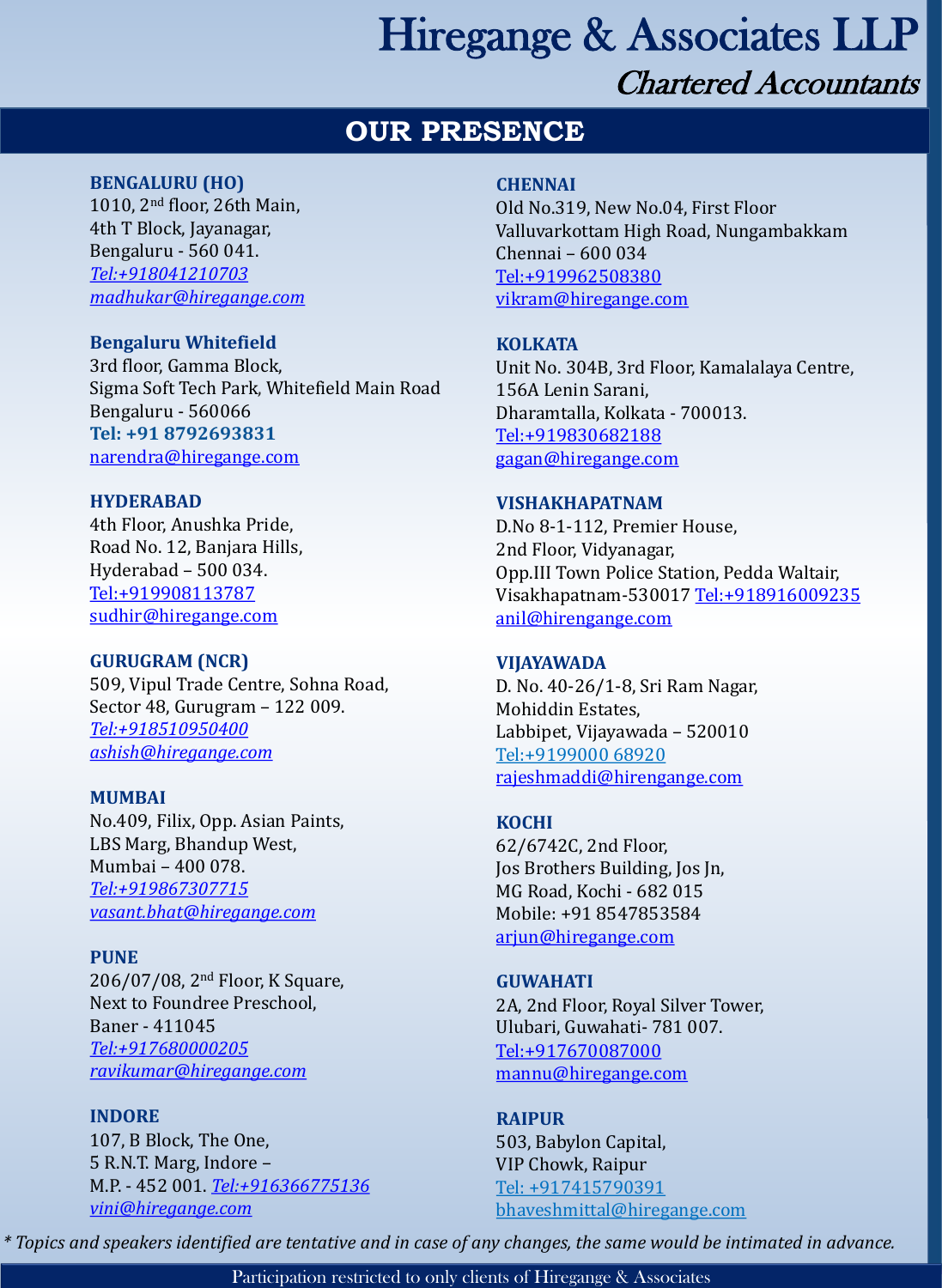# Hiregange & Associates LLP

*Chartered Accountants*

## OUR PRESENCE

**BENGALURU (HO)**
1010, 2nd floor, 26th Main,
4th T Block, Jayanagar,
Bengaluru - 560 041.
*Tel:+918041210703*
*madhukar@hiregange.com*

**Bengaluru Whitefield**
3rd floor, Gamma Block,
Sigma Soft Tech Park, Whitefield Main Road
Bengaluru - 560066
**Tel: +91 8792693831**
narendra@hiregange.com

**HYDERABAD**
4th Floor, Anushka Pride,
Road No. 12, Banjara Hills,
Hyderabad – 500 034.
Tel:+919908113787
sudhir@hiregange.com

**GURUGRAM (NCR)**
509, Vipul Trade Centre, Sohna Road,
Sector 48, Gurugram – 122 009.
*Tel:+918510950400*
*ashish@hiregange.com*

**MUMBAI**
No.409, Filix, Opp. Asian Paints,
LBS Marg, Bhandup West,
Mumbai – 400 078.
*Tel:+919867307715*
*vasant.bhat@hiregange.com*

**PUNE**
206/07/08, 2nd Floor, K Square,
Next to Foundree Preschool,
Baner - 411045
*Tel:+917680000205*
*ravikumar@hiregange.com*

**INDORE**
107, B Block, The One,
5 R.N.T. Marg, Indore –
M.P. - 452 001. *Tel:+916366775136*
*vini@hiregange.com*

**CHENNAI**
Old No.319, New No.04, First Floor
Valluvarkottam High Road, Nungambakkam
Chennai – 600 034
Tel:+919962508380
vikram@hiregange.com

**KOLKATA**
Unit No. 304B, 3rd Floor, Kamalalaya Centre,
156A Lenin Sarani,
Dharamtalla, Kolkata - 700013.
Tel:+919830682188
gagan@hiregange.com

**VISHAKHAPATNAM**
D.No 8-1-112, Premier House,
2nd Floor, Vidyanagar,
Opp.III Town Police Station, Pedda Waltair,
Visakhapatnam-530017 Tel:+918916009235
anil@hirengange.com

**VIJAYAWADA**
D. No. 40-26/1-8, Sri Ram Nagar,
Mohiddin Estates,
Labbipet, Vijayawada – 520010
Tel:+9199000 68920
rajeshmaddi@hirengange.com

**KOCHI**
62/6742C, 2nd Floor,
Jos Brothers Building, Jos Jn,
MG Road, Kochi - 682 015
Mobile: +91 8547853584
arjun@hiregange.com

**GUWAHATI**
2A, 2nd Floor, Royal Silver Tower,
Ulubari, Guwahati- 781 007.
Tel:+917670087000
mannu@hiregange.com

**RAIPUR**
503, Babylon Capital,
VIP Chowk, Raipur
Tel: +917415790391
bhaveshmittal@hiregange.com

*\* Topics and speakers identified are tentative and in case of any changes, the same would be intimated in advance.*

Participation restricted to only clients of Hiregange & Associates